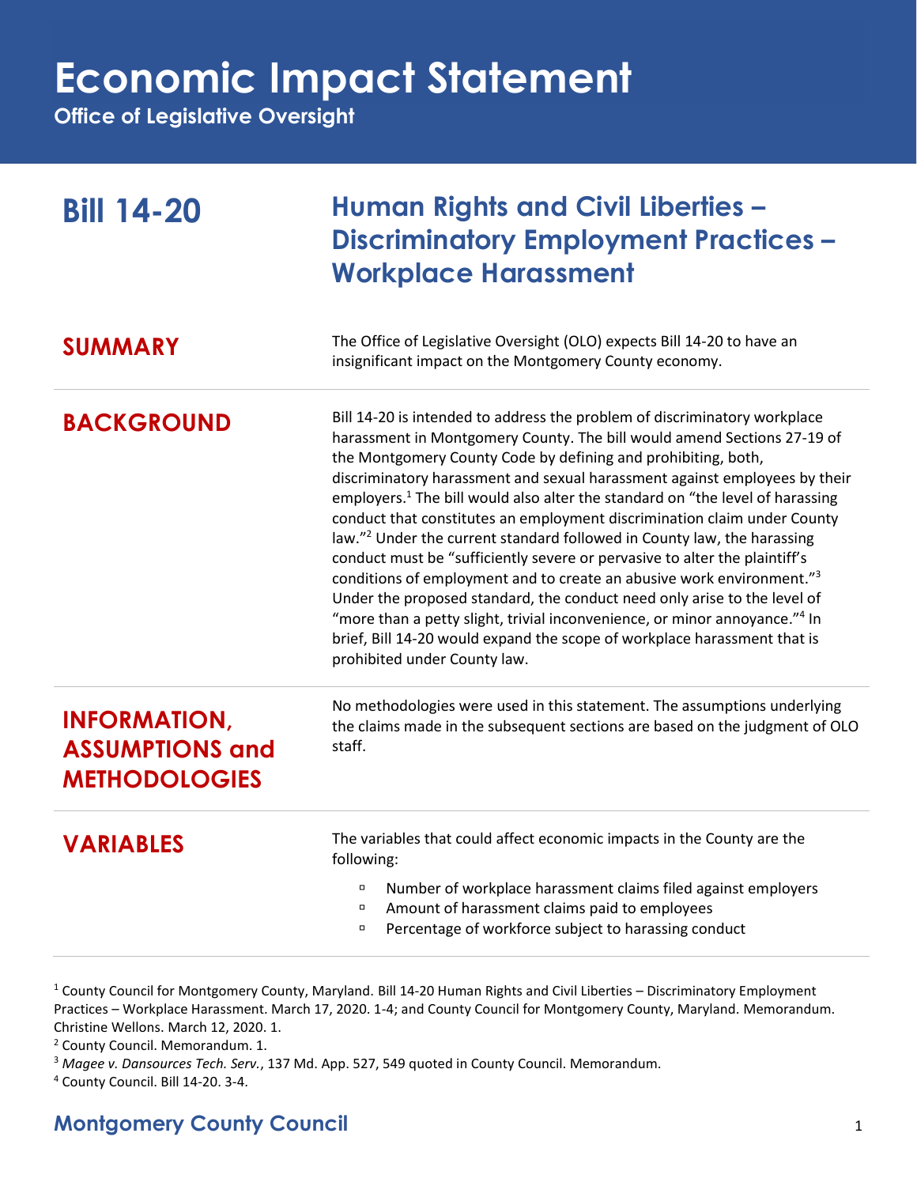# Economic Impact Statement

**Office of Legislative Oversight**

## Bill 14-20

## Human Rights and Civil Liberties – Discriminatory Employment Practices – Workplace Harassment

### SUMMARY

The Office of Legislative Oversight (OLO) expects Bill 14-20 to have an insignificant impact on the Montgomery County economy.

### BACKGROUND

Bill 14-20 is intended to address the problem of discriminatory workplace harassment in Montgomery County. The bill would amend Sections 27-19 of the Montgomery County Code by defining and prohibiting, both, discriminatory harassment and sexual harassment against employees by their employers.[1] The bill would also alter the standard on "the level of harassing conduct that constitutes an employment discrimination claim under County law."[2] Under the current standard followed in County law, the harassing conduct must be "sufficiently severe or pervasive to alter the plaintiff's conditions of employment and to create an abusive work environment."[3] Under the proposed standard, the conduct need only arise to the level of "more than a petty slight, trivial inconvenience, or minor annoyance."[4] In brief, Bill 14-20 would expand the scope of workplace harassment that is prohibited under County law.

### INFORMATION, ASSUMPTIONS and METHODOLOGIES

No methodologies were used in this statement. The assumptions underlying the claims made in the subsequent sections are based on the judgment of OLO staff.

### VARIABLES

The variables that could affect economic impacts in the County are the following:

- Number of workplace harassment claims filed against employers
- Amount of harassment claims paid to employees
- Percentage of workforce subject to harassing conduct

---

[1] County Council for Montgomery County, Maryland. Bill 14-20 Human Rights and Civil Liberties – Discriminatory Employment Practices – Workplace Harassment. March 17, 2020. 1-4; and County Council for Montgomery County, Maryland. Memorandum. Christine Wellons. March 12, 2020. 1.

[2] County Council. Memorandum. 1.

[3] *Magee v. Dansources Tech. Serv.*, 137 Md. App. 527, 549 quoted in County Council. Memorandum.

[4] County Council. Bill 14-20. 3-4.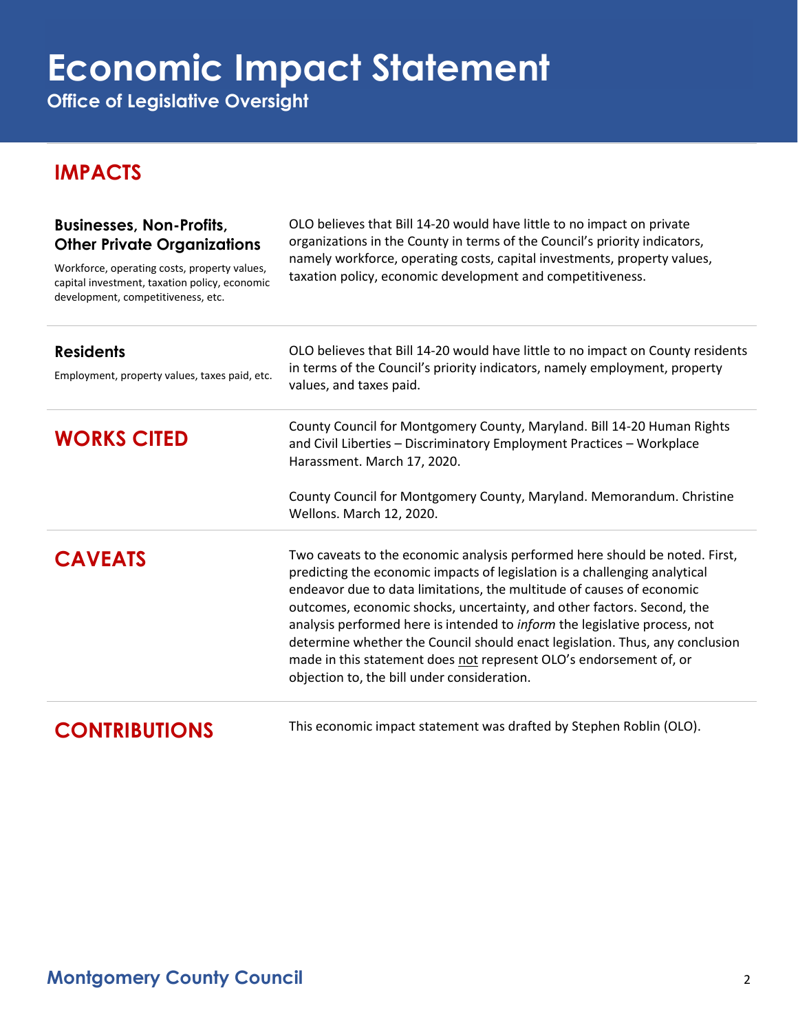# Economic Impact Statement

**Office of Legislative Oversight**

## IMPACTS

### Businesses, Non-Profits, Other Private Organizations

Workforce, operating costs, property values, capital investment, taxation policy, economic development, competitiveness, etc.

OLO believes that Bill 14-20 would have little to no impact on private organizations in the County in terms of the Council's priority indicators, namely workforce, operating costs, capital investments, property values, taxation policy, economic development and competitiveness.

### Residents

Employment, property values, taxes paid, etc.

OLO believes that Bill 14-20 would have little to no impact on County residents in terms of the Council's priority indicators, namely employment, property values, and taxes paid.

## WORKS CITED

County Council for Montgomery County, Maryland. Bill 14-20 Human Rights and Civil Liberties – Discriminatory Employment Practices – Workplace Harassment. March 17, 2020.

County Council for Montgomery County, Maryland. Memorandum. Christine Wellons. March 12, 2020.

## CAVEATS

Two caveats to the economic analysis performed here should be noted. First, predicting the economic impacts of legislation is a challenging analytical endeavor due to data limitations, the multitude of causes of economic outcomes, economic shocks, uncertainty, and other factors. Second, the analysis performed here is intended to *inform* the legislative process, not determine whether the Council should enact legislation. Thus, any conclusion made in this statement does not represent OLO's endorsement of, or objection to, the bill under consideration.

## CONTRIBUTIONS

This economic impact statement was drafted by Stephen Roblin (OLO).